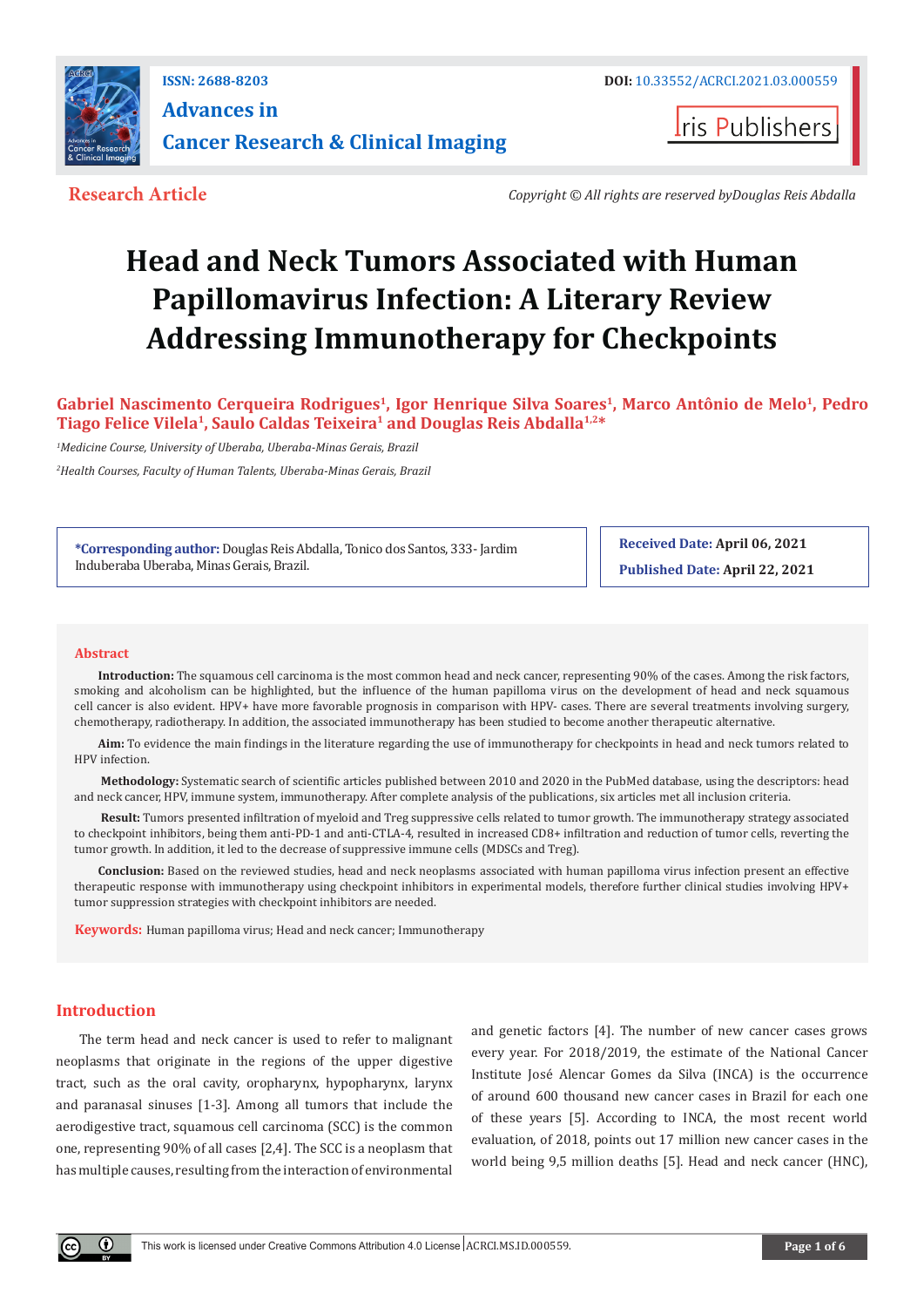ISSN: 2688-8203

DOI: 10.33552/ACRCI.2021.03.000559

**Advances in Cancer Research & Clinical Imaging**

Iris Publishers

**Research Article**

*Copyright © All rights are reserved byDouglas Reis Abdalla*

# Head and Neck Tumors Associated with Human Papillomavirus Infection: A Literary Review Addressing Immunotherapy for Checkpoints

**Gabriel Nascimento Cerqueira Rodrigues[1], Igor Henrique Silva Soares[1], Marco Antônio de Melo[1], Pedro Tiago Felice Vilela[1], Saulo Caldas Teixeira[1] and Douglas Reis Abdalla[1,2]***

*[1]Medicine Course, University of Uberaba, Uberaba-Minas Gerais, Brazil*

*[2]Health Courses, Faculty of Human Talents, Uberaba-Minas Gerais, Brazil*

***Corresponding author:** Douglas Reis Abdalla, Tonico dos Santos, 333- Jardim Induberaba Uberaba, Minas Gerais, Brazil.

**Received Date:** April 06, 2021

**Published Date:** April 22, 2021

## Abstract

**Introduction:** The squamous cell carcinoma is the most common head and neck cancer, representing 90% of the cases. Among the risk factors, smoking and alcoholism can be highlighted, but the influence of the human papilloma virus on the development of head and neck squamous cell cancer is also evident. HPV+ have more favorable prognosis in comparison with HPV- cases. There are several treatments involving surgery, chemotherapy, radiotherapy. In addition, the associated immunotherapy has been studied to become another therapeutic alternative.

**Aim:** To evidence the main findings in the literature regarding the use of immunotherapy for checkpoints in head and neck tumors related to HPV infection.

**Methodology:** Systematic search of scientific articles published between 2010 and 2020 in the PubMed database, using the descriptors: head and neck cancer, HPV, immune system, immunotherapy. After complete analysis of the publications, six articles met all inclusion criteria.

**Result:** Tumors presented infiltration of myeloid and Treg suppressive cells related to tumor growth. The immunotherapy strategy associated to checkpoint inhibitors, being them anti-PD-1 and anti-CTLA-4, resulted in increased CD8+ infiltration and reduction of tumor cells, reverting the tumor growth. In addition, it led to the decrease of suppressive immune cells (MDSCs and Treg).

**Conclusion:** Based on the reviewed studies, head and neck neoplasms associated with human papilloma virus infection present an effective therapeutic response with immunotherapy using checkpoint inhibitors in experimental models, therefore further clinical studies involving HPV+ tumor suppression strategies with checkpoint inhibitors are needed.

**Keywords:** Human papilloma virus; Head and neck cancer; Immunotherapy

## Introduction

The term head and neck cancer is used to refer to malignant neoplasms that originate in the regions of the upper digestive tract, such as the oral cavity, oropharynx, hypopharynx, larynx and paranasal sinuses [1-3]. Among all tumors that include the aerodigestive tract, squamous cell carcinoma (SCC) is the common one, representing 90% of all cases [2,4]. The SCC is a neoplasm that has multiple causes, resulting from the interaction of environmental and genetic factors [4]. The number of new cancer cases grows every year. For 2018/2019, the estimate of the National Cancer Institute José Alencar Gomes da Silva (INCA) is the occurrence of around 600 thousand new cancer cases in Brazil for each one of these years [5]. According to INCA, the most recent world evaluation, of 2018, points out 17 million new cancer cases in the world being 9,5 million deaths [5]. Head and neck cancer (HNC),

This work is licensed under Creative Commons Attribution 4.0 License ACRCI.MS.ID.000559.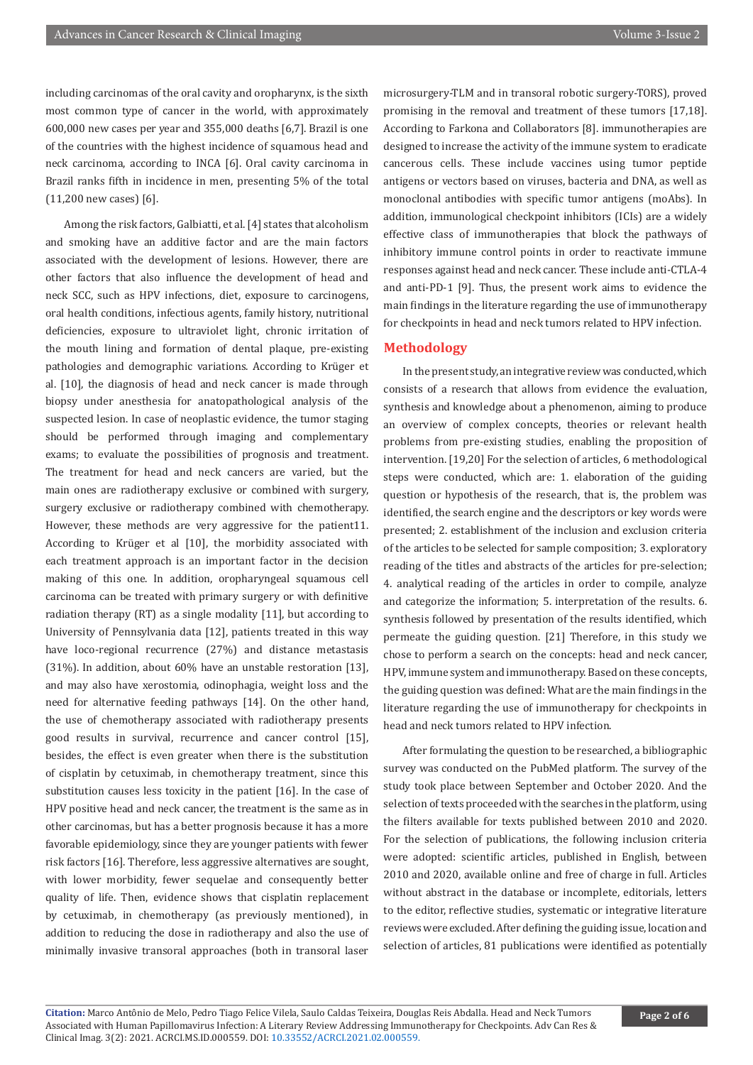including carcinomas of the oral cavity and oropharynx, is the sixth most common type of cancer in the world, with approximately 600,000 new cases per year and 355,000 deaths [6,7]. Brazil is one of the countries with the highest incidence of squamous head and neck carcinoma, according to INCA [6]. Oral cavity carcinoma in Brazil ranks fifth in incidence in men, presenting 5% of the total (11,200 new cases) [6].

Among the risk factors, Galbiatti, et al. [4] states that alcoholism and smoking have an additive factor and are the main factors associated with the development of lesions. However, there are other factors that also influence the development of head and neck SCC, such as HPV infections, diet, exposure to carcinogens, oral health conditions, infectious agents, family history, nutritional deficiencies, exposure to ultraviolet light, chronic irritation of the mouth lining and formation of dental plaque, pre-existing pathologies and demographic variations. According to Krüger et al. [10], the diagnosis of head and neck cancer is made through biopsy under anesthesia for anatopathological analysis of the suspected lesion. In case of neoplastic evidence, the tumor staging should be performed through imaging and complementary exams; to evaluate the possibilities of prognosis and treatment. The treatment for head and neck cancers are varied, but the main ones are radiotherapy exclusive or combined with surgery, surgery exclusive or radiotherapy combined with chemotherapy. However, these methods are very aggressive for the patient11. According to Krüger et al [10], the morbidity associated with each treatment approach is an important factor in the decision making of this one. In addition, oropharyngeal squamous cell carcinoma can be treated with primary surgery or with definitive radiation therapy (RT) as a single modality [11], but according to University of Pennsylvania data [12], patients treated in this way have loco-regional recurrence (27%) and distance metastasis (31%). In addition, about 60% have an unstable restoration [13], and may also have xerostomia, odinophagia, weight loss and the need for alternative feeding pathways [14]. On the other hand, the use of chemotherapy associated with radiotherapy presents good results in survival, recurrence and cancer control [15], besides, the effect is even greater when there is the substitution of cisplatin by cetuximab, in chemotherapy treatment, since this substitution causes less toxicity in the patient [16]. In the case of HPV positive head and neck cancer, the treatment is the same as in other carcinomas, but has a better prognosis because it has a more favorable epidemiology, since they are younger patients with fewer risk factors [16]. Therefore, less aggressive alternatives are sought, with lower morbidity, fewer sequelae and consequently better quality of life. Then, evidence shows that cisplatin replacement by cetuximab, in chemotherapy (as previously mentioned), in addition to reducing the dose in radiotherapy and also the use of minimally invasive transoral approaches (both in transoral laser microsurgery-TLM and in transoral robotic surgery-TORS), proved promising in the removal and treatment of these tumors [17,18]. According to Farkona and Collaborators [8]. immunotherapies are designed to increase the activity of the immune system to eradicate cancerous cells. These include vaccines using tumor peptide antigens or vectors based on viruses, bacteria and DNA, as well as monoclonal antibodies with specific tumor antigens (moAbs). In addition, immunological checkpoint inhibitors (ICIs) are a widely effective class of immunotherapies that block the pathways of inhibitory immune control points in order to reactivate immune responses against head and neck cancer. These include anti-CTLA-4 and anti-PD-1 [9]. Thus, the present work aims to evidence the main findings in the literature regarding the use of immunotherapy for checkpoints in head and neck tumors related to HPV infection.

## Methodology

In the present study, an integrative review was conducted, which consists of a research that allows from evidence the evaluation, synthesis and knowledge about a phenomenon, aiming to produce an overview of complex concepts, theories or relevant health problems from pre-existing studies, enabling the proposition of intervention. [19,20] For the selection of articles, 6 methodological steps were conducted, which are: 1. elaboration of the guiding question or hypothesis of the research, that is, the problem was identified, the search engine and the descriptors or key words were presented; 2. establishment of the inclusion and exclusion criteria of the articles to be selected for sample composition; 3. exploratory reading of the titles and abstracts of the articles for pre-selection; 4. analytical reading of the articles in order to compile, analyze and categorize the information; 5. interpretation of the results. 6. synthesis followed by presentation of the results identified, which permeate the guiding question. [21] Therefore, in this study we chose to perform a search on the concepts: head and neck cancer, HPV, immune system and immunotherapy. Based on these concepts, the guiding question was defined: What are the main findings in the literature regarding the use of immunotherapy for checkpoints in head and neck tumors related to HPV infection.

After formulating the question to be researched, a bibliographic survey was conducted on the PubMed platform. The survey of the study took place between September and October 2020. And the selection of texts proceeded with the searches in the platform, using the filters available for texts published between 2010 and 2020. For the selection of publications, the following inclusion criteria were adopted: scientific articles, published in English, between 2010 and 2020, available online and free of charge in full. Articles without abstract in the database or incomplete, editorials, letters to the editor, reflective studies, systematic or integrative literature reviews were excluded. After defining the guiding issue, location and selection of articles, 81 publications were identified as potentially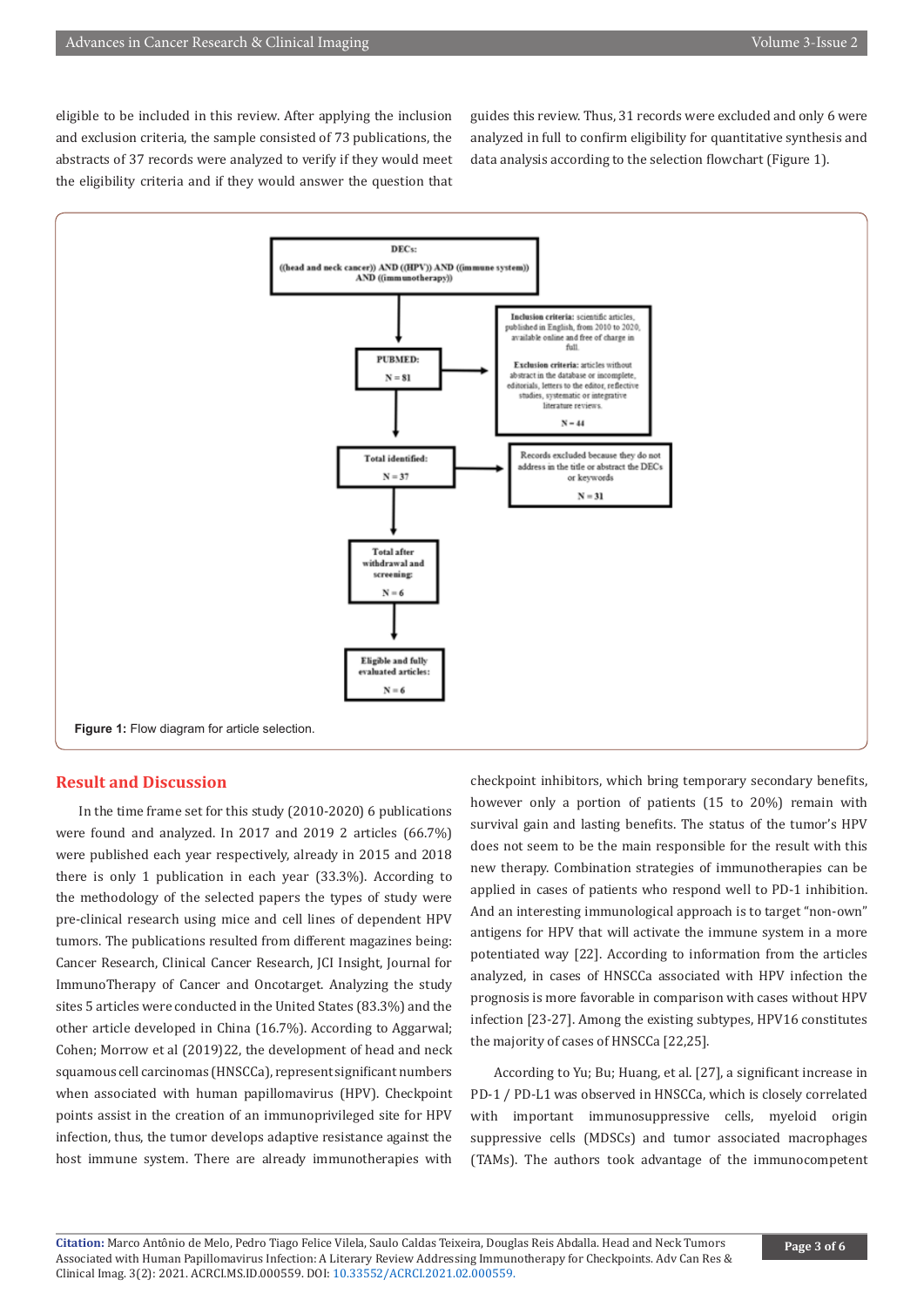eligible to be included in this review. After applying the inclusion and exclusion criteria, the sample consisted of 73 publications, the abstracts of 37 records were analyzed to verify if they would meet the eligibility criteria and if they would answer the question that guides this review. Thus, 31 records were excluded and only 6 were analyzed in full to confirm eligibility for quantitative synthesis and data analysis according to the selection flowchart (Figure 1).

DECs:

((head and neck cancer)) AND ((HPV)) AND ((immune system)) AND ((immunotherapy))

PUBMED:

N = 81

Inclusion criteria: scientific articles, published in English, from 2010 to 2020, available online and free of charge in full.

Exclusion criteria: articles without abstract in the database or incomplete, editorials, letters to the editor, reflective studies, systematic or integrative literature reviews.

N = 44

Total identified:

N = 37

Records excluded because they do not address in the title or abstract the DECs or keywords

N = 31

Total after withdrawal and screening:

N = 6

Eligible and fully evaluated articles:

N = 6

**Figure 1:** Flow diagram for article selection.

## Result and Discussion

In the time frame set for this study (2010-2020) 6 publications were found and analyzed. In 2017 and 2019 2 articles (66.7%) were published each year respectively, already in 2015 and 2018 there is only 1 publication in each year (33.3%). According to the methodology of the selected papers the types of study were pre-clinical research using mice and cell lines of dependent HPV tumors. The publications resulted from different magazines being: Cancer Research, Clinical Cancer Research, JCI Insight, Journal for ImmunoTherapy of Cancer and Oncotarget. Analyzing the study sites 5 articles were conducted in the United States (83.3%) and the other article developed in China (16.7%). According to Aggarwal; Cohen; Morrow et al (2019)22, the development of head and neck squamous cell carcinomas (HNSCCa), represent significant numbers when associated with human papillomavirus (HPV). Checkpoint points assist in the creation of an immunoprivileged site for HPV infection, thus, the tumor develops adaptive resistance against the host immune system. There are already immunotherapies with checkpoint inhibitors, which bring temporary secondary benefits, however only a portion of patients (15 to 20%) remain with survival gain and lasting benefits. The status of the tumor's HPV does not seem to be the main responsible for the result with this new therapy. Combination strategies of immunotherapies can be applied in cases of patients who respond well to PD-1 inhibition. And an interesting immunological approach is to target "non-own" antigens for HPV that will activate the immune system in a more potentiated way [22]. According to information from the articles analyzed, in cases of HNSCCa associated with HPV infection the prognosis is more favorable in comparison with cases without HPV infection [23-27]. Among the existing subtypes, HPV16 constitutes the majority of cases of HNSCCa [22,25].

According to Yu; Bu; Huang, et al. [27], a significant increase in PD-1 / PD-L1 was observed in HNSCCa, which is closely correlated with important immunosuppressive cells, myeloid origin suppressive cells (MDSCs) and tumor associated macrophages (TAMs). The authors took advantage of the immunocompetent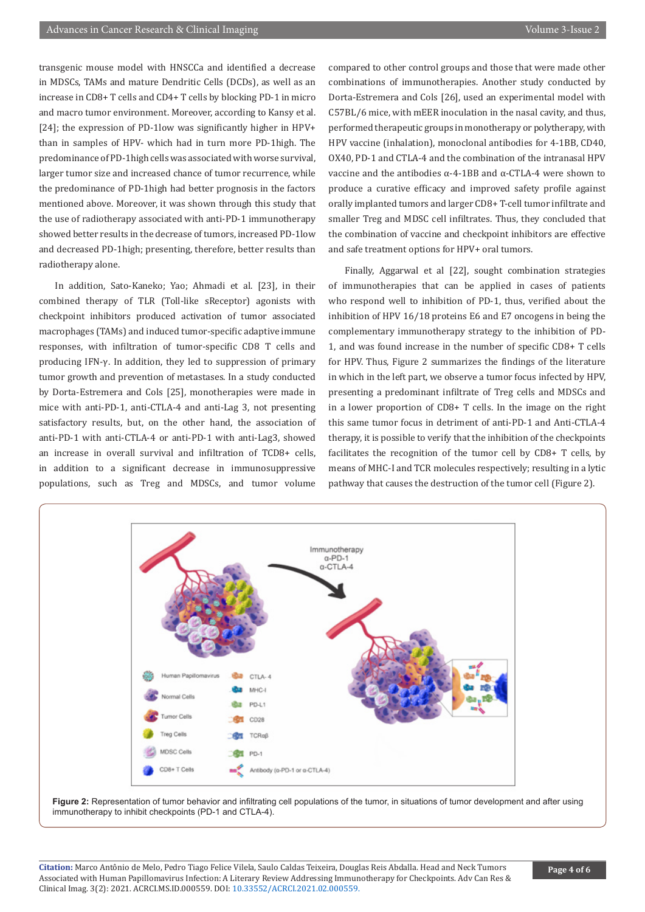transgenic mouse model with HNSCCa and identified a decrease in MDSCs, TAMs and mature Dendritic Cells (DCDs), as well as an increase in CD8+ T cells and CD4+ T cells by blocking PD-1 in micro and macro tumor environment. Moreover, according to Kansy et al. [24]; the expression of PD-1low was significantly higher in HPV+ than in samples of HPV- which had in turn more PD-1high. The predominance of PD-1high cells was associated with worse survival, larger tumor size and increased chance of tumor recurrence, while the predominance of PD-1high had better prognosis in the factors mentioned above. Moreover, it was shown through this study that the use of radiotherapy associated with anti-PD-1 immunotherapy showed better results in the decrease of tumors, increased PD-1low and decreased PD-1high; presenting, therefore, better results than radiotherapy alone.

In addition, Sato-Kaneko; Yao; Ahmadi et al. [23], in their combined therapy of TLR (Toll-like sReceptor) agonists with checkpoint inhibitors produced activation of tumor associated macrophages (TAMs) and induced tumor-specific adaptive immune responses, with infiltration of tumor-specific CD8 T cells and producing IFN-γ. In addition, they led to suppression of primary tumor growth and prevention of metastases. In a study conducted by Dorta-Estremera and Cols [25], monotherapies were made in mice with anti-PD-1, anti-CTLA-4 and anti-Lag 3, not presenting satisfactory results, but, on the other hand, the association of anti-PD-1 with anti-CTLA-4 or anti-PD-1 with anti-Lag3, showed an increase in overall survival and infiltration of TCD8+ cells, in addition to a significant decrease in immunosuppressive populations, such as Treg and MDSCs, and tumor volume compared to other control groups and those that were made other combinations of immunotherapies. Another study conducted by Dorta-Estremera and Cols [26], used an experimental model with C57BL/6 mice, with mEER inoculation in the nasal cavity, and thus, performed therapeutic groups in monotherapy or polytherapy, with HPV vaccine (inhalation), monoclonal antibodies for 4-1BB, CD40, OX40, PD-1 and CTLA-4 and the combination of the intranasal HPV vaccine and the antibodies α-4-1BB and α-CTLA-4 were shown to produce a curative efficacy and improved safety profile against orally implanted tumors and larger CD8+ T-cell tumor infiltrate and smaller Treg and MDSC cell infiltrates. Thus, they concluded that the combination of vaccine and checkpoint inhibitors are effective and safe treatment options for HPV+ oral tumors.

Finally, Aggarwal et al [22], sought combination strategies of immunotherapies that can be applied in cases of patients who respond well to inhibition of PD-1, thus, verified about the inhibition of HPV 16/18 proteins E6 and E7 oncogens in being the complementary immunotherapy strategy to the inhibition of PD-1, and was found increase in the number of specific CD8+ T cells for HPV. Thus, Figure 2 summarizes the findings of the literature in which in the left part, we observe a tumor focus infected by HPV, presenting a predominant infiltrate of Treg cells and MDSCs and in a lower proportion of CD8+ T cells. In the image on the right this same tumor focus in detriment of anti-PD-1 and Anti-CTLA-4 therapy, it is possible to verify that the inhibition of the checkpoints facilitates the recognition of the tumor cell by CD8+ T cells, by means of MHC-I and TCR molecules respectively; resulting in a lytic pathway that causes the destruction of the tumor cell (Figure 2).

**Figure 2:** Representation of tumor behavior and infiltrating cell populations of the tumor, in situations of tumor development and after using immunotherapy to inhibit checkpoints (PD-1 and CTLA-4).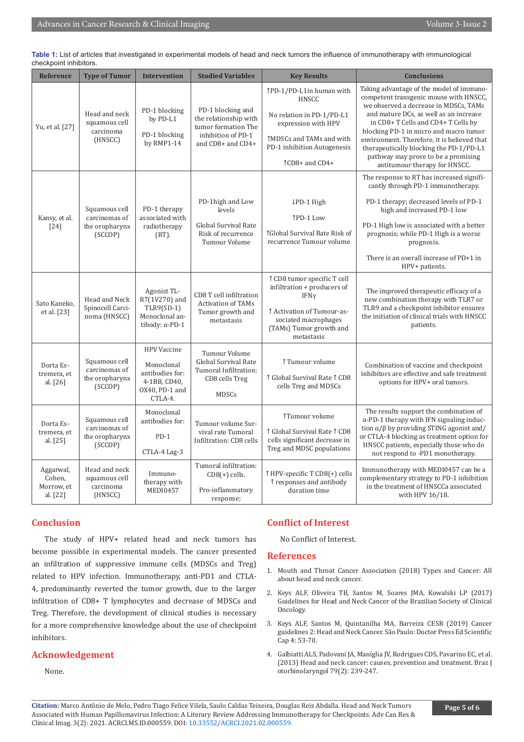**Table 1:** List of articles that investigated in experimental models of head and neck tumors the influence of immunotherapy with immunological checkpoint inhibitors.

| Reference | Type of Tumor | Intervention | Studied Variables | Key Results | Conclusions |
|---|---|---|---|---|---|
| Yu, et al. [27] | Head and neck squamous cell carcinoma (HNSCC) | PD-1 blocking by PD-L1<br><br>PD-1 blocking by RMP1-14 | PD-1 blocking and the relationship with tumor formation The inhibition of PD-1 and CD8+ and CD4+ | ↑PD-1/PD-L1in human with HNSCC<br><br>No relation in PD-1/PD-L1 expression with HPV<br><br>↑MDSCs and TAMs and with PD-1 inhibition Autogenesis<br><br>↑CD8+ and CD4+ | Taking advantage of the model of immunocompetent transgenic mouse with HNSCC, we observed a decrease in MDSCs, TAMs and mature DCs, as well as an increase in CD8+ T Cells and CD4+ T Cells by blocking PD-1 in micro and macro tumor environment. Therefore, it is believed that therapeutically blocking the PD-1/PD-L1 pathway may prove to be a promising antitumour therapy for HNSCC. |
| Kansy, et al. [24] | Squamous cell carcinomas of the oropharynx (SCCOP) | PD-1 therapy associated with radiotherapy (RT). | PD-1high and Low levels<br><br>Global Survival Rate Risk of recurrence Tumour Volume | ↓PD-1 High<br><br>↑PD-1 Low<br><br>↑Global Survival Rate Risk of recurrence Tumour volume | The response to RT has increased significantly through PD-1 immunotherapy.<br><br>PD-1 therapy; decreased levels of PD-1 high and increased PD-1 low<br><br>PD-1 High low is associated with a better prognosis; while PD-1 High is a worse prognosis.<br><br>There is an overall increase of PD+1 in HPV+ patients. |
| Sato Kaneko, et al. [23] | Head and Neck Spinocell Carcinoma (HNSCC) | Agonist TLR7(1V270) and TLR9(SD-1) Monoclonal antibody: α-PD-1 | CD8 T cell infiltration Activation of TAMs Tumor growth and metastasis | ↑ CD8 tumor specific T cell infiltration + producers of IFNγ<br><br>↑ Activation of Tumour-associated macrophages (TAMs) Tumor growth and metastasis | The improved therapeutic efficacy of a new combination therapy with TLR7 or TLR9 and a checkpoint inhibitor ensures the initiation of clinical trials with HNSCC patients. |
| Dorta Estremera, et al. [26] | Squamous cell carcinomas of the oropharynx (SCCOP) | HPV Vaccine<br><br>Monoclonal antibodies for: 4-1BB, CD40, OX40, PD-1 and CTLA-4. | Tumour Volume Global Survival Rate Tumoral Infiltration: CD8 cells Treg<br><br>MDSCs | ↑Tumour volume<br><br>↑ Global Survival Rate ↑ CD8 cells Treg and MDSCs | Combination of vaccine and checkpoint inhibitors are effective and safe treatment options for HPV+ oral tumors. |
| Dorta Estremera, et al. [25] | Squamous cell carcinomas of the oropharynx (SCCOP) | Monoclonal antibodies for:<br><br>PD-1<br><br>CTLA-4 Lag-3 | Tumour volume Survival rate Tumoral Infiltration: CD8 cells | ↑Tumour volume<br><br>↑ Global Survival Rate ↑ CD8 cells significant decrease in Treg and MDSC populations | The results support the combination of α-PD-1 therapy with IFN signaling induction α/β by providing STING agonist and/or CTLA-4 blocking as treatment option for HNSCC patients, especially those who do not respond to -PD1 monotherapy. |
| Aggarwal, Cohen, Morrow, et al. [22] | Head and neck squamous cell carcinoma (HNSCC) | Immunotherapy with MEDI0457 | Tumoral infiltration: CD8(+) cells.<br><br>Pro-inflammatory response; | ↑HPV-specific T CD8(+) cells ↑ responses and antibody duration time | Immunotherapy with MEDI0457 can be a complementary strategy to PD-1 inhibition in the treatment of HNSCCa associated with HPV 16/18. |

## Conclusion

The study of HPV+ related head and neck tumors has become possible in experimental models. The cancer presented an infiltration of suppressive immune cells (MDSCs and Treg) related to HPV infection. Immunotherapy, anti-PD1 and CTLA-4, predominantly reverted the tumor growth, due to the larger infiltration of CD8+ T lymphocytes and decrease of MDSCs and Treg. Therefore, the development of clinical studies is necessary for a more comprehensive knowledge about the use of checkpoint inhibitors.

## Acknowledgement

None.

## Conflict of Interest

No Conflict of Interest.

## References

1. Mouth and Throat Cancer Association (2018) Types and Cancer: All about head and neck cancer.
2. Keys ALF, Oliveira TB, Santos M, Soares JMA, Kowalski LP (2017) Guidelines for Head and Neck Cancer of the Brazilian Society of Clinical Oncology.
3. Keys ALF, Santos M, Quintanilha MA, Barreira CESR (2019) Cancer guidelines 2: Head and Neck Cancer. São Paulo: Doctor Press Ed Scientific Cap 4: 53-70.
4. Galbiatti ALS, Padovani JA, Maníglia JV, Rodrigues CDS, Pavarino EC, et al. (2013) Head and neck cancer: causes, prevention and treatment. Braz J otorhinolaryngol 79(2): 239-247.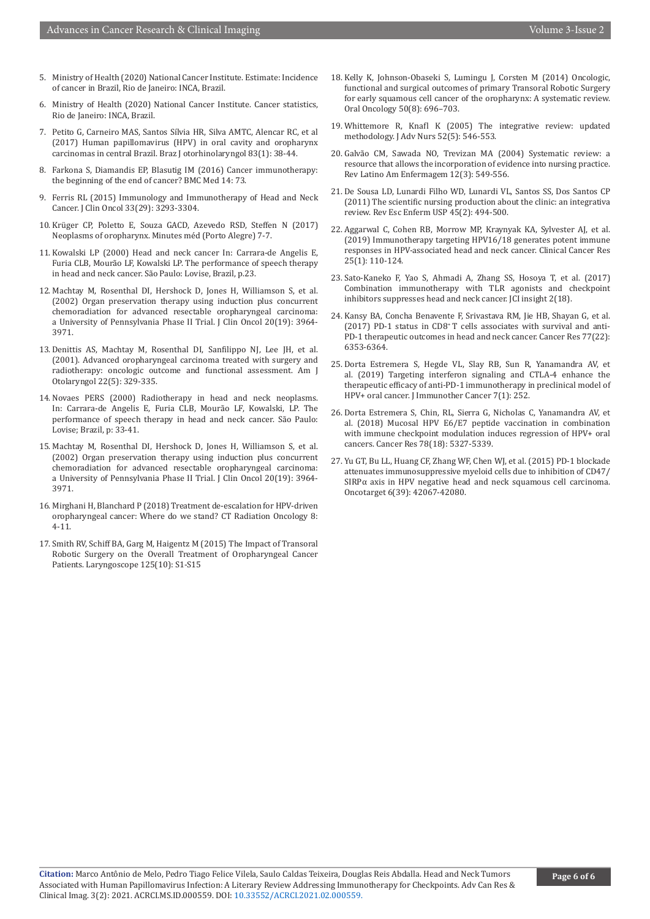5. Ministry of Health (2020) National Cancer Institute. Estimate: Incidence of cancer in Brazil, Rio de Janeiro: INCA, Brazil.

6. Ministry of Health (2020) National Cancer Institute. Cancer statistics, Rio de Janeiro: INCA, Brazil.

7. Petito G, Carneiro MAS, Santos Sílvia HR, Silva AMTC, Alencar RC, et al (2017) Human papillomavirus (HPV) in oral cavity and oropharynx carcinomas in central Brazil. Braz J otorhinolaryngol 83(1): 38-44.

8. Farkona S, Diamandis EP, Blasutig IM (2016) Cancer immunotherapy: the beginning of the end of cancer? BMC Med 14: 73.

9. Ferris RL (2015) Immunology and Immunotherapy of Head and Neck Cancer. J Clin Oncol 33(29): 3293-3304.

10. Krüger CP, Poletto E, Souza GACD, Azevedo RSD, Steffen N (2017) Neoplasms of oropharynx. Minutes méd (Porto Alegre) 7-7.

11. Kowalski LP (2000) Head and neck cancer In: Carrara-de Angelis E, Furia CLB, Mourão LF, Kowalski LP. The performance of speech therapy in head and neck cancer. São Paulo: Lovise, Brazil, p.23.

12. Machtay M, Rosenthal DI, Hershock D, Jones H, Williamson S, et al. (2002) Organ preservation therapy using induction plus concurrent chemoradiation for advanced resectable oropharyngeal carcinoma: a University of Pennsylvania Phase II Trial. J Clin Oncol 20(19): 3964-3971.

13. Denittis AS, Machtay M, Rosenthal DI, Sanfilippo NJ, Lee JH, et al. (2001). Advanced oropharyngeal carcinoma treated with surgery and radiotherapy: oncologic outcome and functional assessment. Am J Otolaryngol 22(5): 329-335.

14. Novaes PERS (2000) Radiotherapy in head and neck neoplasms. In: Carrara-de Angelis E, Furia CLB, Mourão LF, Kowalski, LP. The performance of speech therapy in head and neck cancer. São Paulo: Lovise; Brazil, p: 33-41.

15. Machtay M, Rosenthal DI, Hershock D, Jones H, Williamson S, et al. (2002) Organ preservation therapy using induction plus concurrent chemoradiation for advanced resectable oropharyngeal carcinoma: a University of Pennsylvania Phase II Trial. J Clin Oncol 20(19): 3964-3971.

16. Mirghani H, Blanchard P (2018) Treatment de-escalation for HPV-driven oropharyngeal cancer: Where do we stand? CT Radiation Oncology 8: 4-11.

17. Smith RV, Schiff BA, Garg M, Haigentz M (2015) The Impact of Transoral Robotic Surgery on the Overall Treatment of Oropharyngeal Cancer Patients. Laryngoscope 125(10): S1-S15

18. Kelly K, Johnson-Obaseki S, Lumingu J, Corsten M (2014) Oncologic, functional and surgical outcomes of primary Transoral Robotic Surgery for early squamous cell cancer of the oropharynx: A systematic review. Oral Oncology 50(8): 696–703.

19. Whittemore R, Knafl K (2005) The integrative review: updated methodology. J Adv Nurs 52(5): 546-553.

20. Galvão CM, Sawada NO, Trevizan MA (2004) Systematic review: a resource that allows the incorporation of evidence into nursing practice. Rev Latino Am Enfermagem 12(3): 549-556.

21. De Sousa LD, Lunardi Filho WD, Lunardi VL, Santos SS, Dos Santos CP (2011) The scientific nursing production about the clinic: an integrativa review. Rev Esc Enferm USP 45(2): 494-500.

22. Aggarwal C, Cohen RB, Morrow MP, Kraynyak KA, Sylvester AJ, et al. (2019) Immunotherapy targeting HPV16/18 generates potent immune responses in HPV-associated head and neck cancer. Clinical Cancer Res 25(1): 110-124.

23. Sato-Kaneko F, Yao S, Ahmadi A, Zhang SS, Hosoya T, et al. (2017) Combination immunotherapy with TLR agonists and checkpoint inhibitors suppresses head and neck cancer. JCI insight 2(18).

24. Kansy BA, Concha Benavente F, Srivastava RM, Jie HB, Shayan G, et al. (2017) PD-1 status in CD8+ T cells associates with survival and anti-PD-1 therapeutic outcomes in head and neck cancer. Cancer Res 77(22): 6353-6364.

25. Dorta Estremera S, Hegde VL, Slay RB, Sun R, Yanamandra AV, et al. (2019) Targeting interferon signaling and CTLA-4 enhance the therapeutic efficacy of anti-PD-1 immunotherapy in preclinical model of HPV+ oral cancer. J Immunother Cancer 7(1): 252.

26. Dorta Estremera S, Chin, RL, Sierra G, Nicholas C, Yanamandra AV, et al. (2018) Mucosal HPV E6/E7 peptide vaccination in combination with immune checkpoint modulation induces regression of HPV+ oral cancers. Cancer Res 78(18): 5327-5339.

27. Yu GT, Bu LL, Huang CF, Zhang WF, Chen WJ, et al. (2015) PD-1 blockade attenuates immunosuppressive myeloid cells due to inhibition of CD47/SIRPα axis in HPV negative head and neck squamous cell carcinoma. Oncotarget 6(39): 42067-42080.

**Citation:** Marco Antônio de Melo, Pedro Tiago Felice Vilela, Saulo Caldas Teixeira, Douglas Reis Abdalla. Head and Neck Tumors Associated with Human Papillomavirus Infection: A Literary Review Addressing Immunotherapy for Checkpoints. Adv Can Res & Clinical Imag. 3(2): 2021. ACRCI.MS.ID.000559. DOI: 10.33552/ACRCI.2021.02.000559.